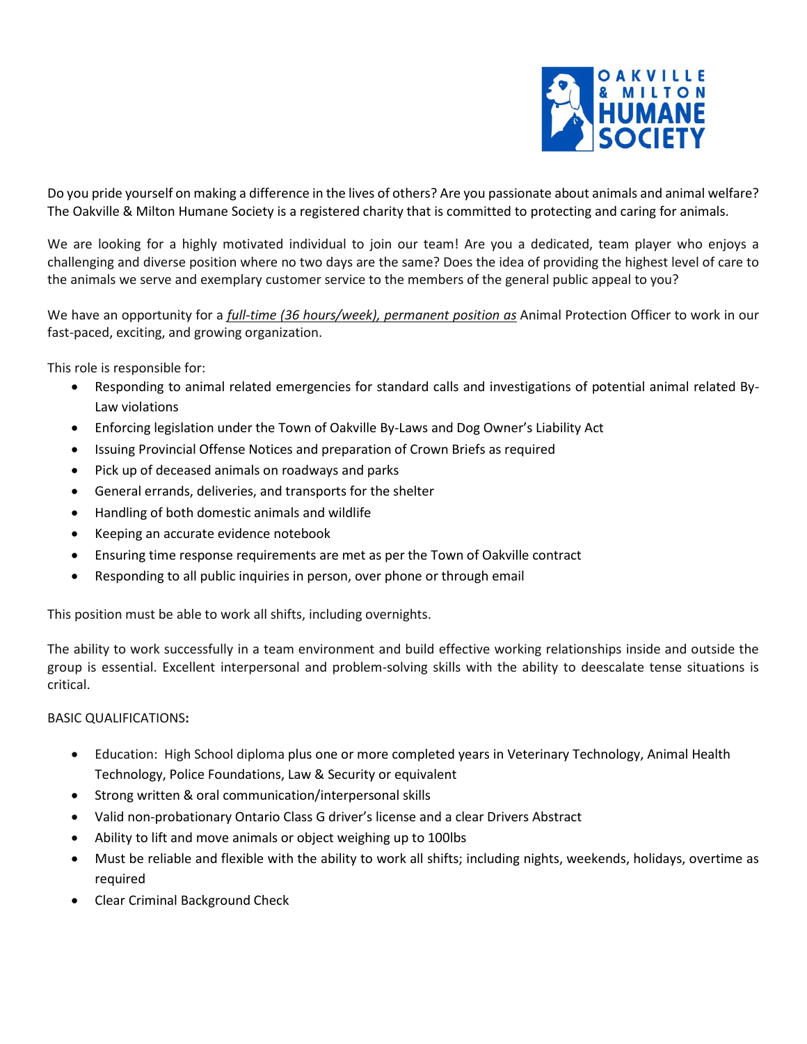Do you pride yourself on making a difference in the lives of others? Are you passionate about animals and animal welfare? The Oakville & Milton Humane Society is a registered charity that is committed to protecting and caring for animals.

We are looking for a highly motivated individual to join our team! Are you a dedicated, team player who enjoys a challenging and diverse position where no two days are the same? Does the idea of providing the highest level of care to the animals we serve and exemplary customer service to the members of the general public appeal to you?

We have an opportunity for a *full-time (36 hours/week), permanent position as* Animal Protection Officer to work in our fast-paced, exciting, and growing organization.

This role is responsible for:

- Responding to animal related emergencies for standard calls and investigations of potential animal related By-Law violations
- Enforcing legislation under the Town of Oakville By-Laws and Dog Owner's Liability Act
- Issuing Provincial Offense Notices and preparation of Crown Briefs as required
- Pick up of deceased animals on roadways and parks
- General errands, deliveries, and transports for the shelter
- Handling of both domestic animals and wildlife
- Keeping an accurate evidence notebook
- Ensuring time response requirements are met as per the Town of Oakville contract
- Responding to all public inquiries in person, over phone or through email

This position must be able to work all shifts, including overnights.

The ability to work successfully in a team environment and build effective working relationships inside and outside the group is essential. Excellent interpersonal and problem-solving skills with the ability to deescalate tense situations is critical.

BASIC QUALIFICATIONS**:**

- Education: High School diploma plus one or more completed years in Veterinary Technology, Animal Health Technology, Police Foundations, Law & Security or equivalent
- Strong written & oral communication/interpersonal skills
- Valid non-probationary Ontario Class G driver's license and a clear Drivers Abstract
- Ability to lift and move animals or object weighing up to 100lbs
- Must be reliable and flexible with the ability to work all shifts; including nights, weekends, holidays, overtime as required
- Clear Criminal Background Check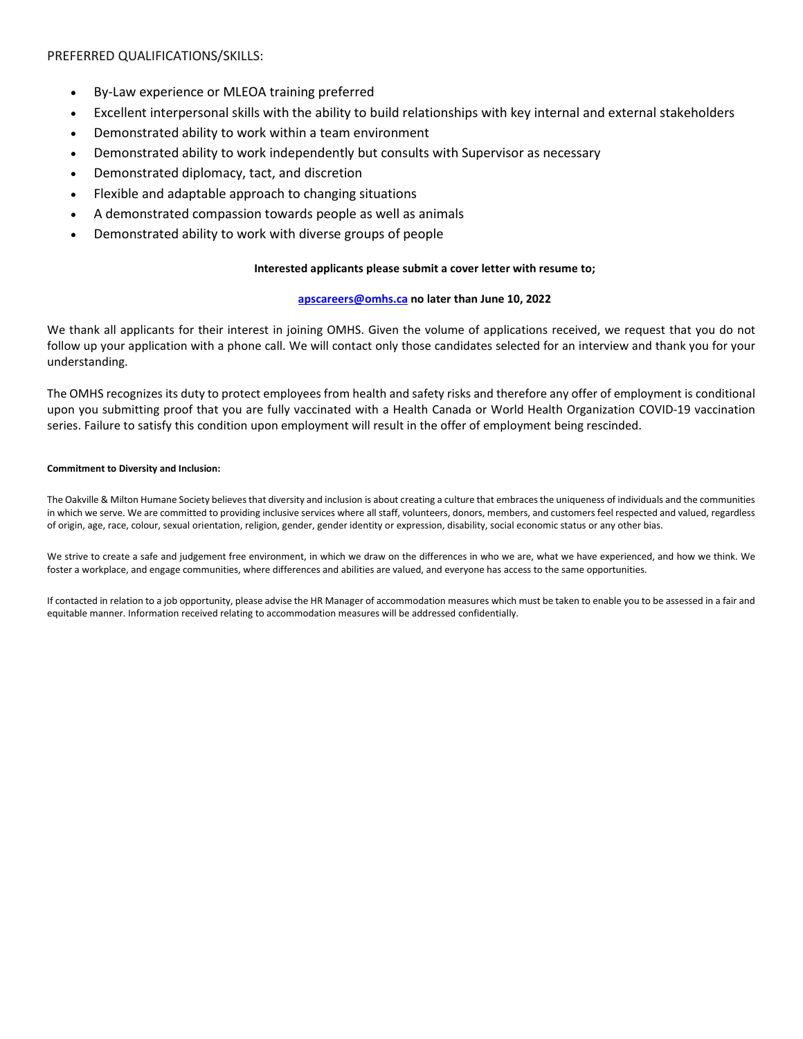PREFERRED QUALIFICATIONS/SKILLS:

- By-Law experience or MLEOA training preferred
- Excellent interpersonal skills with the ability to build relationships with key internal and external stakeholders
- Demonstrated ability to work within a team environment
- Demonstrated ability to work independently but consults with Supervisor as necessary
- Demonstrated diplomacy, tact, and discretion
- Flexible and adaptable approach to changing situations
- A demonstrated compassion towards people as well as animals
- Demonstrated ability to work with diverse groups of people

**Interested applicants please submit a cover letter with resume to;**

**[apscareers@omhs.ca](mailto:apscareers@omhs.ca) no later than June 10, 2022**

We thank all applicants for their interest in joining OMHS. Given the volume of applications received, we request that you do not follow up your application with a phone call. We will contact only those candidates selected for an interview and thank you for your understanding.

The OMHS recognizes its duty to protect employees from health and safety risks and therefore any offer of employment is conditional upon you submitting proof that you are fully vaccinated with a Health Canada or World Health Organization COVID-19 vaccination series. Failure to satisfy this condition upon employment will result in the offer of employment being rescinded.

**Commitment to Diversity and Inclusion:**

The Oakville & Milton Humane Society believes that diversity and inclusion is about creating a culture that embraces the uniqueness of individuals and the communities in which we serve. We are committed to providing inclusive services where all staff, volunteers, donors, members, and customers feel respected and valued, regardless of origin, age, race, colour, sexual orientation, religion, gender, gender identity or expression, disability, social economic status or any other bias.

We strive to create a safe and judgement free environment, in which we draw on the differences in who we are, what we have experienced, and how we think. We foster a workplace, and engage communities, where differences and abilities are valued, and everyone has access to the same opportunities.

If contacted in relation to a job opportunity, please advise the HR Manager of accommodation measures which must be taken to enable you to be assessed in a fair and equitable manner. Information received relating to accommodation measures will be addressed confidentially.